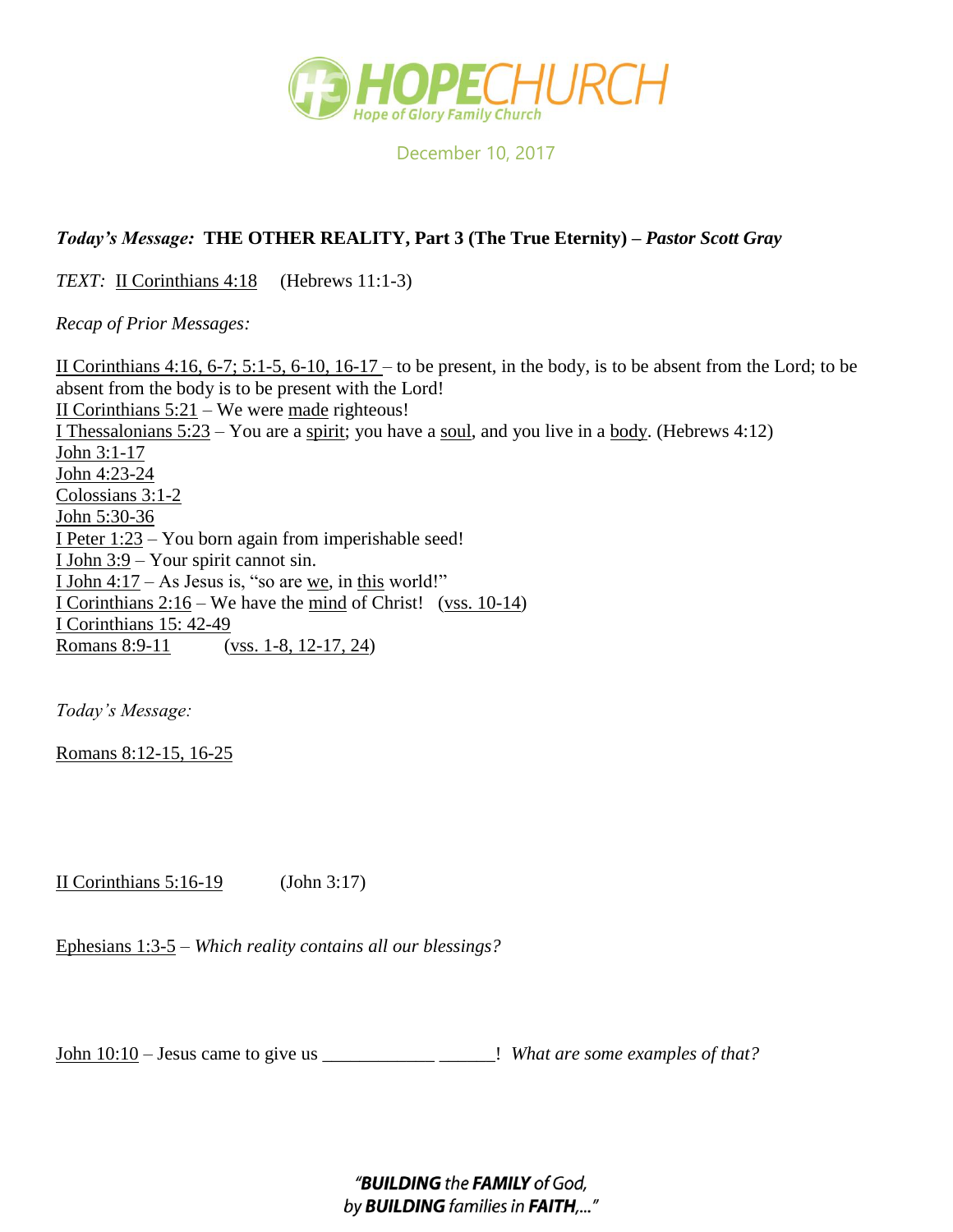# HOPECHURCH

Hope of Glory Family Church

December 10, 2017

***Today's Message:* THE OTHER REALITY, Part 3 (The True Eternity) – *Pastor Scott Gray***

*TEXT:* II Corinthians 4:18 (Hebrews 11:1-3)

*Recap of Prior Messages:*

II Corinthians 4:16, 6-7; 5:1-5, 6-10, 16-17 – to be present, in the body, is to be absent from the Lord; to be absent from the body is to be present with the Lord!
II Corinthians 5:21 – We were made righteous!
I Thessalonians 5:23 – You are a spirit; you have a soul, and you live in a body. (Hebrews 4:12)
John 3:1-17
John 4:23-24
Colossians 3:1-2
John 5:30-36
I Peter 1:23 – You born again from imperishable seed!
I John 3:9 – Your spirit cannot sin.
I John 4:17 – As Jesus is, "so are we, in this world!"
I Corinthians 2:16 – We have the mind of Christ! (vss. 10-14)
I Corinthians 15: 42-49
Romans 8:9-11 (vss. 1-8, 12-17, 24)

*Today's Message:*

Romans 8:12-15, 16-25

II Corinthians 5:16-19 (John 3:17)

Ephesians 1:3-5 – *Which reality contains all our blessings?*

John 10:10 – Jesus came to give us ____________ ______! *What are some examples of that?*

*"**BUILDING** the **FAMILY** of God, by **BUILDING** families in **FAITH**,..."*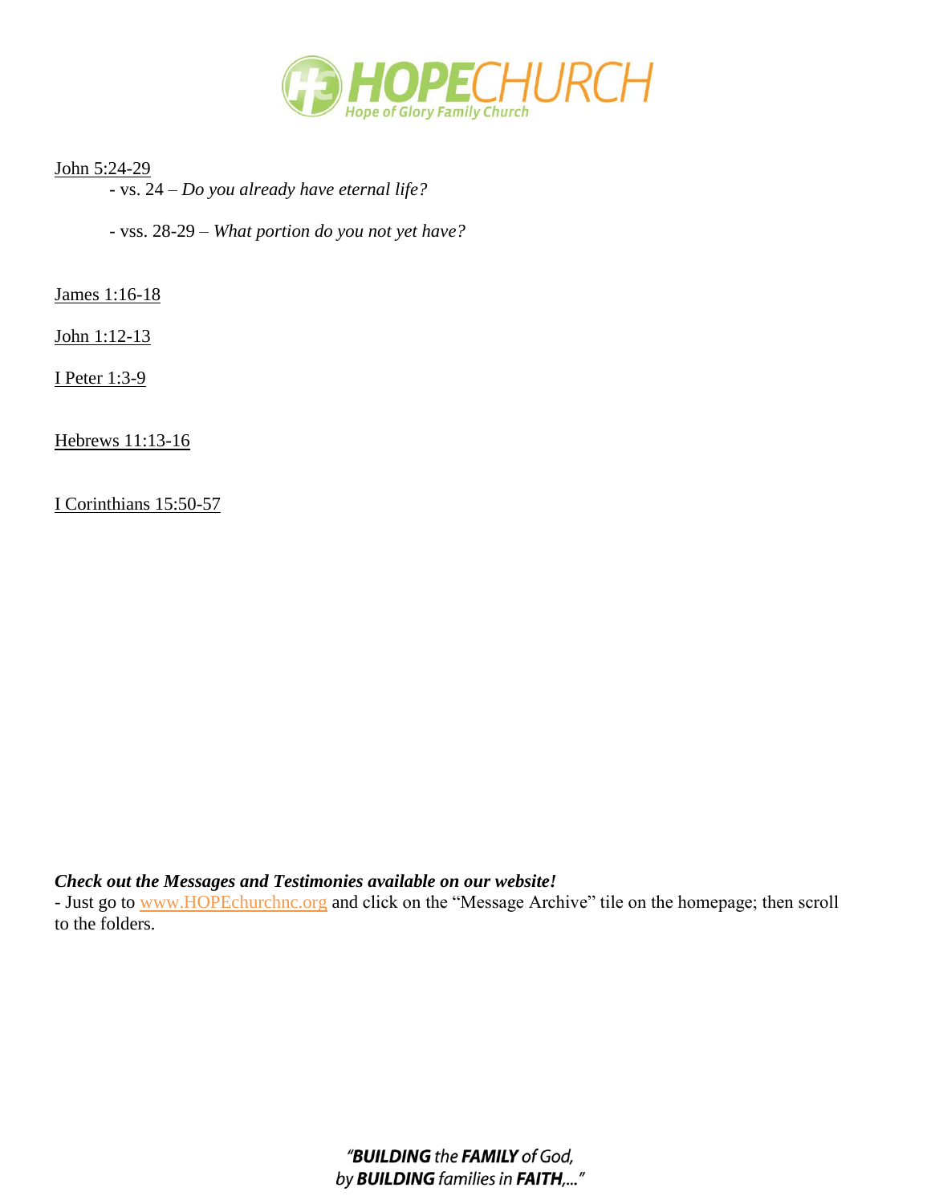John 5:24-29

- vs. 24 – *Do you already have eternal life?*

- vss. 28-29 – *What portion do you not yet have?*

James 1:16-18

John 1:12-13

I Peter 1:3-9

Hebrews 11:13-16

I Corinthians 15:50-57

***Check out the Messages and Testimonies available on our website!***

- Just go to www.HOPEchurchnc.org and click on the "Message Archive" tile on the homepage; then scroll to the folders.

*"**BUILDING** the **FAMILY** of God, by **BUILDING** families in **FAITH**,..."*